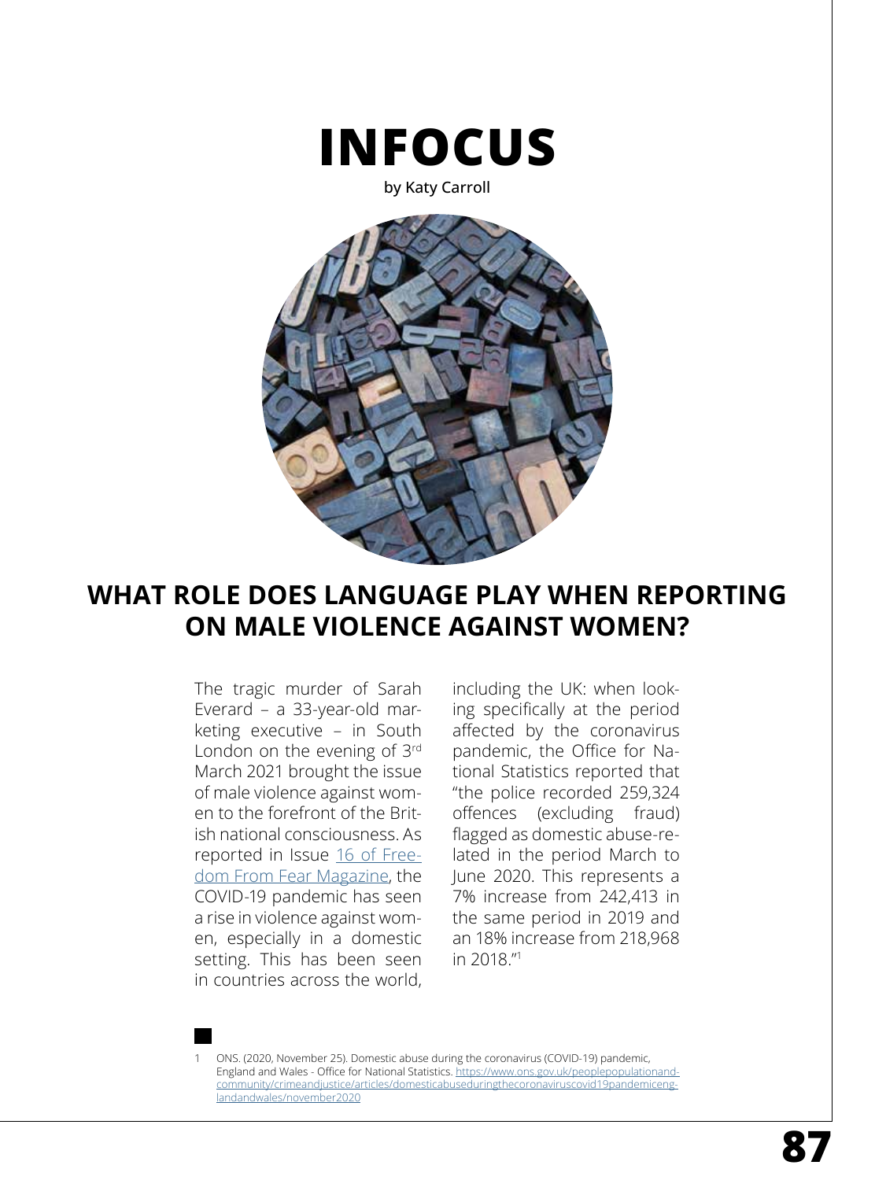# INFOCUS

by Katy Carroll

## WHAT ROLE DOES LANGUAGE PLAY WHEN REPORTING ON MALE VIOLENCE AGAINST WOMEN?

The tragic murder of Sarah Everard – a 33-year-old marketing executive – in South London on the evening of 3rd March 2021 brought the issue of male violence against women to the forefront of the British national consciousness. As reported in Issue 16 of Freedom From Fear Magazine, the COVID-19 pandemic has seen a rise in violence against women, especially in a domestic setting. This has been seen in countries across the world, including the UK: when looking specifically at the period affected by the coronavirus pandemic, the Office for National Statistics reported that "the police recorded 259,324 offences (excluding fraud) flagged as domestic abuse-related in the period March to June 2020. This represents a 7% increase from 242,413 in the same period in 2019 and an 18% increase from 218,968 in 2018."[1]

1 ONS. (2020, November 25). Domestic abuse during the coronavirus (COVID-19) pandemic, England and Wales - Office for National Statistics. https://www.ons.gov.uk/peoplepopulationandcommunity/crimeandjustice/articles/domesticabuseduringthecoronaviruscovid19pandemicenglandandwales/november2020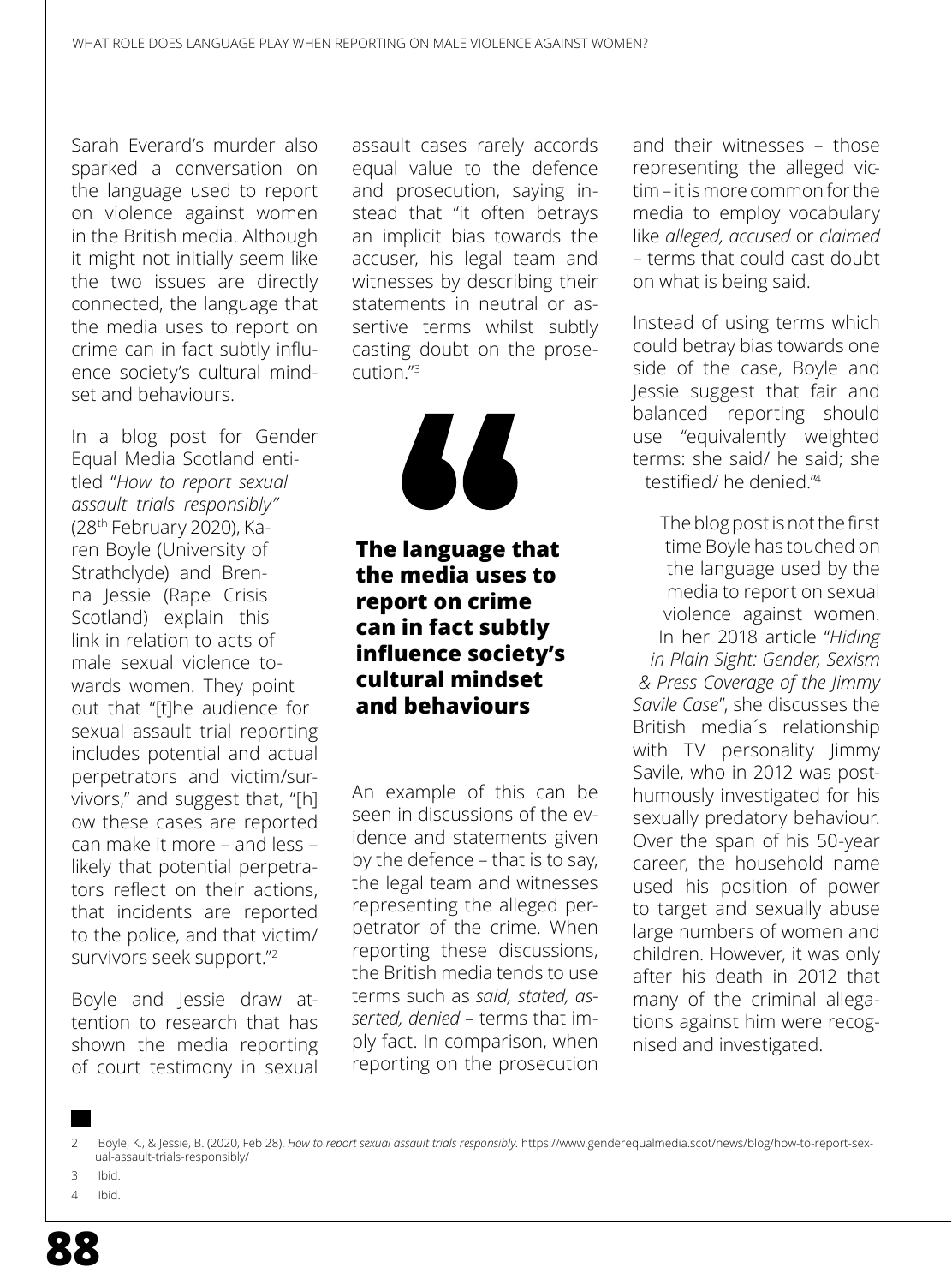Sarah Everard's murder also sparked a conversation on the language used to report on violence against women in the British media. Although it might not initially seem like the two issues are directly connected, the language that the media uses to report on crime can in fact subtly influence society's cultural mindset and behaviours.

In a blog post for Gender Equal Media Scotland entitled "*How to report sexual assault trials responsibly"* (28th February 2020), Karen Boyle (University of Strathclyde) and Brenna Jessie (Rape Crisis Scotland) explain this link in relation to acts of male sexual violence towards women. They point out that "[t]he audience for sexual assault trial reporting includes potential and actual perpetrators and victim/survivors," and suggest that, "[h]ow these cases are reported can make it more – and less – likely that potential perpetrators reflect on their actions, that incidents are reported to the police, and that victim/survivors seek support."[2]

Boyle and Jessie draw attention to research that has shown the media reporting of court testimony in sexual assault cases rarely accords equal value to the defence and prosecution, saying instead that "it often betrays an implicit bias towards the accuser, his legal team and witnesses by describing their statements in neutral or assertive terms whilst subtly casting doubt on the prosecution."[3]

> **The language that the media uses to report on crime can in fact subtly influence society's cultural mindset and behaviours**

An example of this can be seen in discussions of the evidence and statements given by the defence – that is to say, the legal team and witnesses representing the alleged perpetrator of the crime. When reporting these discussions, the British media tends to use terms such as *said, stated, asserted, denied* – terms that imply fact. In comparison, when reporting on the prosecution and their witnesses – those representing the alleged victim – it is more common for the media to employ vocabulary like *alleged, accused* or *claimed* – terms that could cast doubt on what is being said.

Instead of using terms which could betray bias towards one side of the case, Boyle and Jessie suggest that fair and balanced reporting should use "equivalently weighted terms: she said/ he said; she testified/ he denied."[4]

The blog post is not the first time Boyle has touched on the language used by the media to report on sexual violence against women. In her 2018 article "*Hiding in Plain Sight: Gender, Sexism & Press Coverage of the Jimmy Savile Case*", she discusses the British media´s relationship with TV personality Jimmy Savile, who in 2012 was posthumously investigated for his sexually predatory behaviour. Over the span of his 50-year career, the household name used his position of power to target and sexually abuse large numbers of women and children. However, it was only after his death in 2012 that many of the criminal allegations against him were recognised and investigated.

---

2 Boyle, K., & Jessie, B. (2020, Feb 28). *How to report sexual assault trials responsibly*. https://www.genderequalmedia.scot/news/blog/how-to-report-sexual-assault-trials-responsibly/

3 Ibid.

4 Ibid.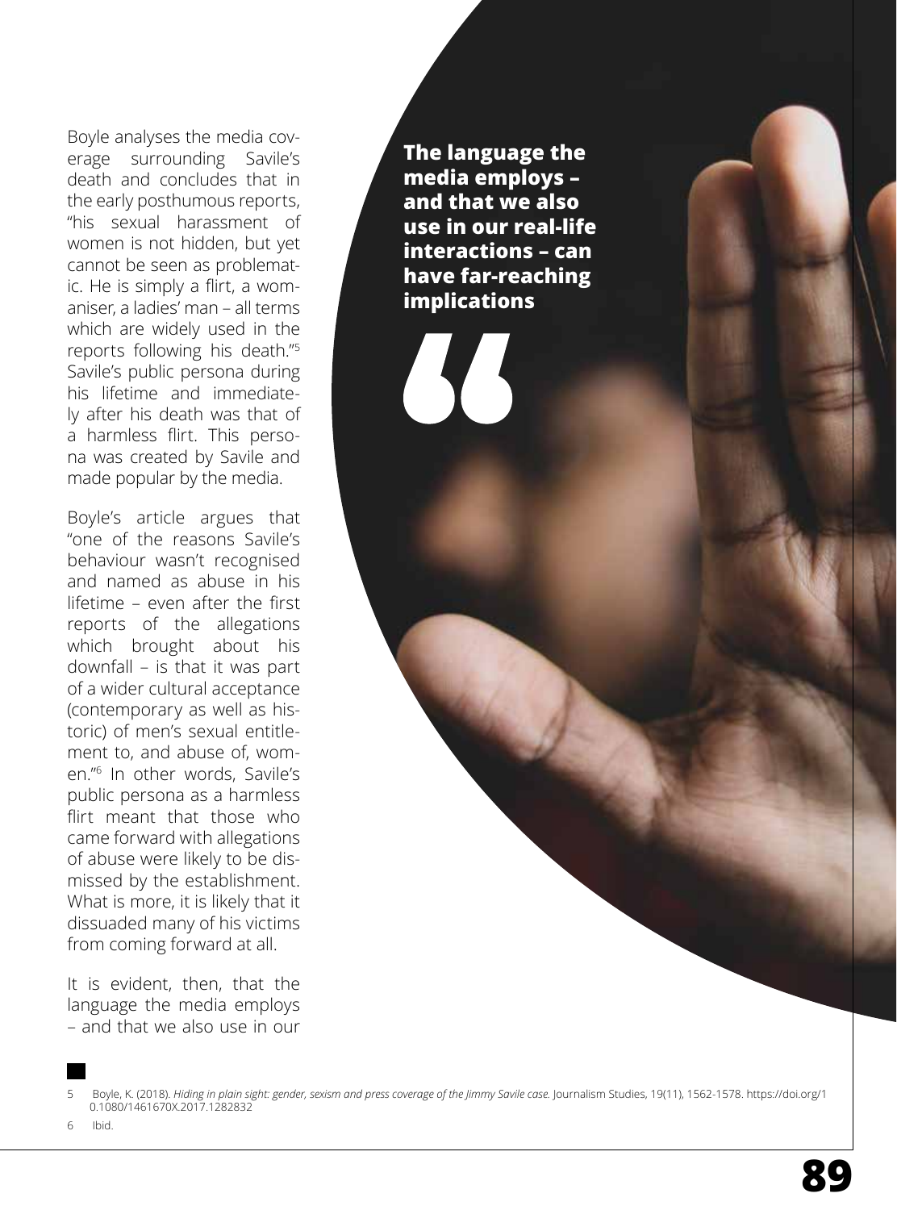Boyle analyses the media coverage surrounding Savile's death and concludes that in the early posthumous reports, "his sexual harassment of women is not hidden, but yet cannot be seen as problematic. He is simply a flirt, a womaniser, a ladies' man – all terms which are widely used in the reports following his death."[5] Savile's public persona during his lifetime and immediately after his death was that of a harmless flirt. This persona was created by Savile and made popular by the media.

Boyle's article argues that "one of the reasons Savile's behaviour wasn't recognised and named as abuse in his lifetime – even after the first reports of the allegations which brought about his downfall – is that it was part of a wider cultural acceptance (contemporary as well as historic) of men's sexual entitlement to, and abuse of, women."[6] In other words, Savile's public persona as a harmless flirt meant that those who came forward with allegations of abuse were likely to be dismissed by the establishment. What is more, it is likely that it dissuaded many of his victims from coming forward at all.

**The language the media employs – and that we also use in our real-life interactions – can have far-reaching implications**

It is evident, then, that the language the media employs – and that we also use in our

5 Boyle, K. (2018). *Hiding in plain sight: gender, sexism and press coverage of the Jimmy Savile case.* Journalism Studies, 19(11), 1562-1578. https://doi.org/10.1080/1461670X.2017.1282832

6 Ibid.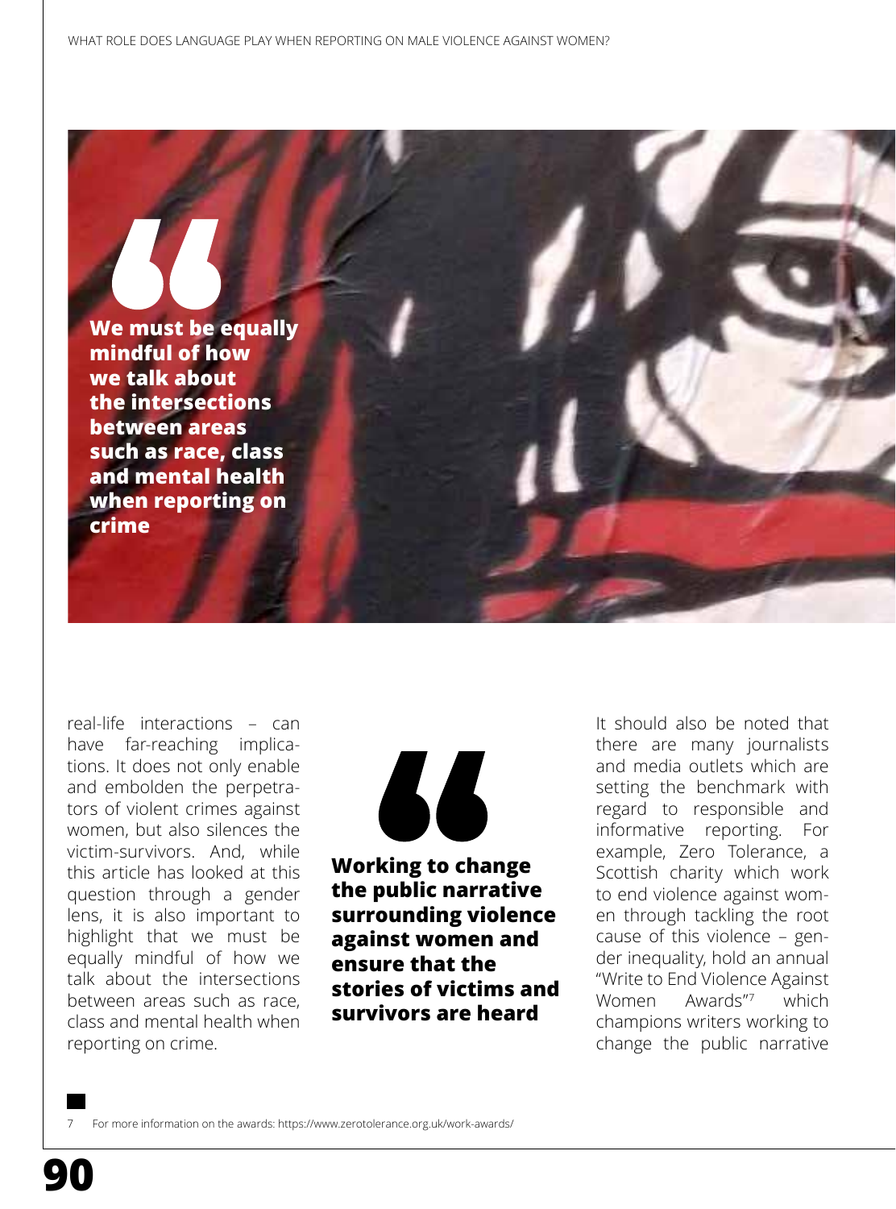> We must be equally mindful of how we talk about the intersections between areas such as race, class and mental health when reporting on crime

real-life interactions – can have far-reaching implications. It does not only enable and embolden the perpetrators of violent crimes against women, but also silences the victim-survivors. And, while this article has looked at this question through a gender lens, it is also important to highlight that we must be equally mindful of how we talk about the intersections between areas such as race, class and mental health when reporting on crime.

> **Working to change the public narrative surrounding violence against women and ensure that the stories of victims and survivors are heard**

It should also be noted that there are many journalists and media outlets which are setting the benchmark with regard to responsible and informative reporting. For example, Zero Tolerance, a Scottish charity which work to end violence against women through tackling the root cause of this violence – gender inequality, hold an annual "Write to End Violence Against Women Awards"[7] which champions writers working to change the public narrative

7 For more information on the awards: https://www.zerotolerance.org.uk/work-awards/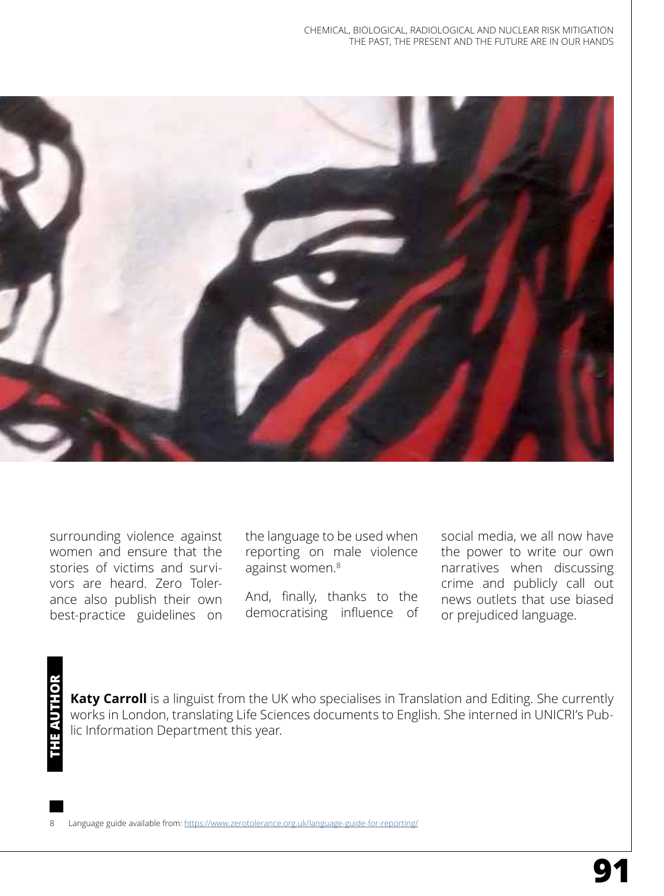surrounding violence against women and ensure that the stories of victims and survivors are heard. Zero Tolerance also publish their own best-practice guidelines on the language to be used when reporting on male violence against women.[8]

And, finally, thanks to the democratising influence of social media, we all now have the power to write our own narratives when discussing crime and publicly call out news outlets that use biased or prejudiced language.

**THE AUTHOR**

**Katy Carroll** is a linguist from the UK who specialises in Translation and Editing. She currently works in London, translating Life Sciences documents to English. She interned in UNICRI's Public Information Department this year.

8 Language guide available from: https://www.zerotolerance.org.uk/language-guide-for-reporting/